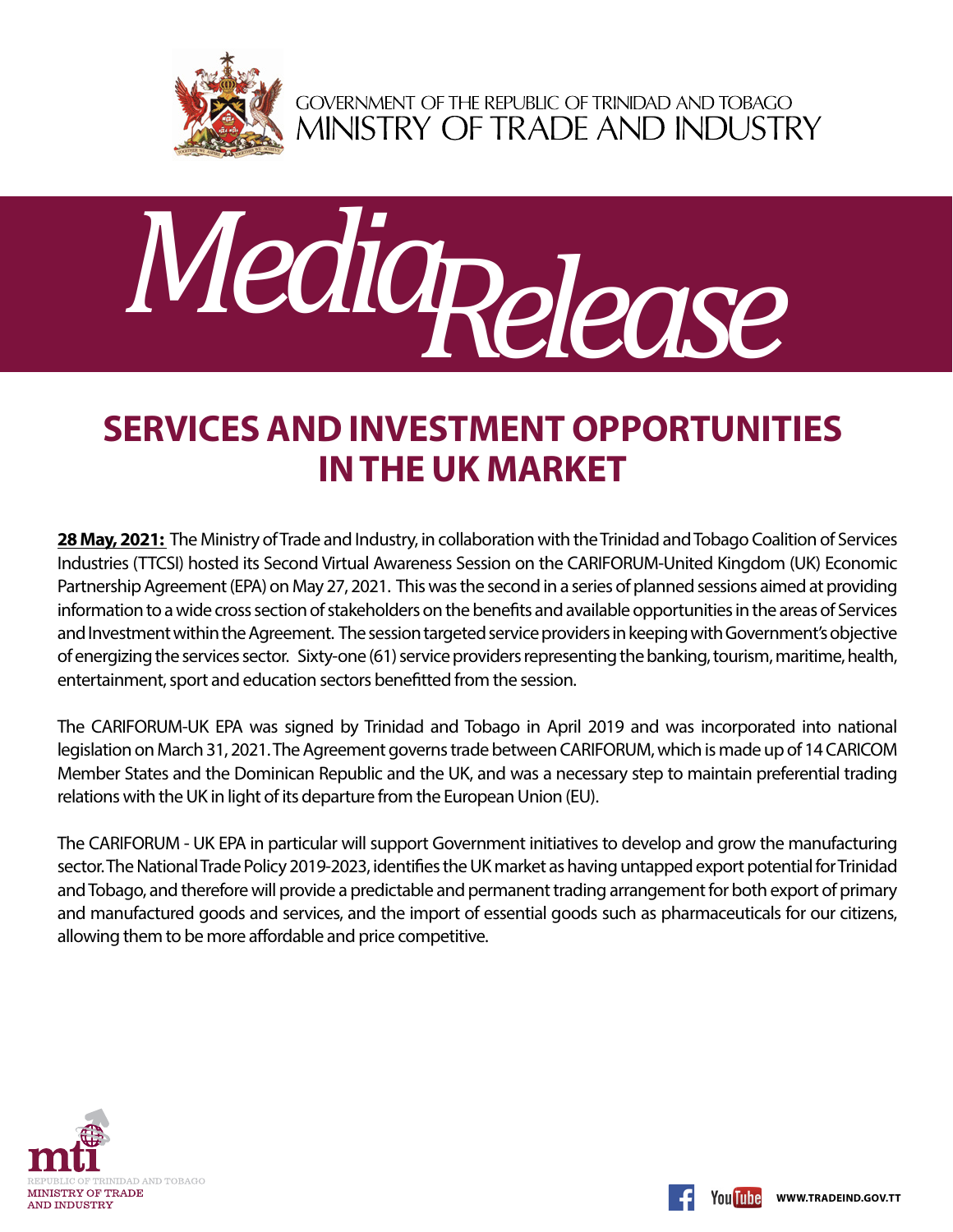GOVERNMENT OF THE REPUBLIC OF TRINIDAD AND TOBAGO
MINISTRY OF TRADE AND INDUSTRY

# Media Release

## SERVICES AND INVESTMENT OPPORTUNITIES IN THE UK MARKET

**28 May, 2021:** The Ministry of Trade and Industry, in collaboration with the Trinidad and Tobago Coalition of Services Industries (TTCSI) hosted its Second Virtual Awareness Session on the CARIFORUM-United Kingdom (UK) Economic Partnership Agreement (EPA) on May 27, 2021. This was the second in a series of planned sessions aimed at providing information to a wide cross section of stakeholders on the benefits and available opportunities in the areas of Services and Investment within the Agreement. The session targeted service providers in keeping with Government's objective of energizing the services sector. Sixty-one (61) service providers representing the banking, tourism, maritime, health, entertainment, sport and education sectors benefitted from the session.

The CARIFORUM-UK EPA was signed by Trinidad and Tobago in April 2019 and was incorporated into national legislation on March 31, 2021. The Agreement governs trade between CARIFORUM, which is made up of 14 CARICOM Member States and the Dominican Republic and the UK, and was a necessary step to maintain preferential trading relations with the UK in light of its departure from the European Union (EU).

The CARIFORUM - UK EPA in particular will support Government initiatives to develop and grow the manufacturing sector. The National Trade Policy 2019-2023, identifies the UK market as having untapped export potential for Trinidad and Tobago, and therefore will provide a predictable and permanent trading arrangement for both export of primary and manufactured goods and services, and the import of essential goods such as pharmaceuticals for our citizens, allowing them to be more affordable and price competitive.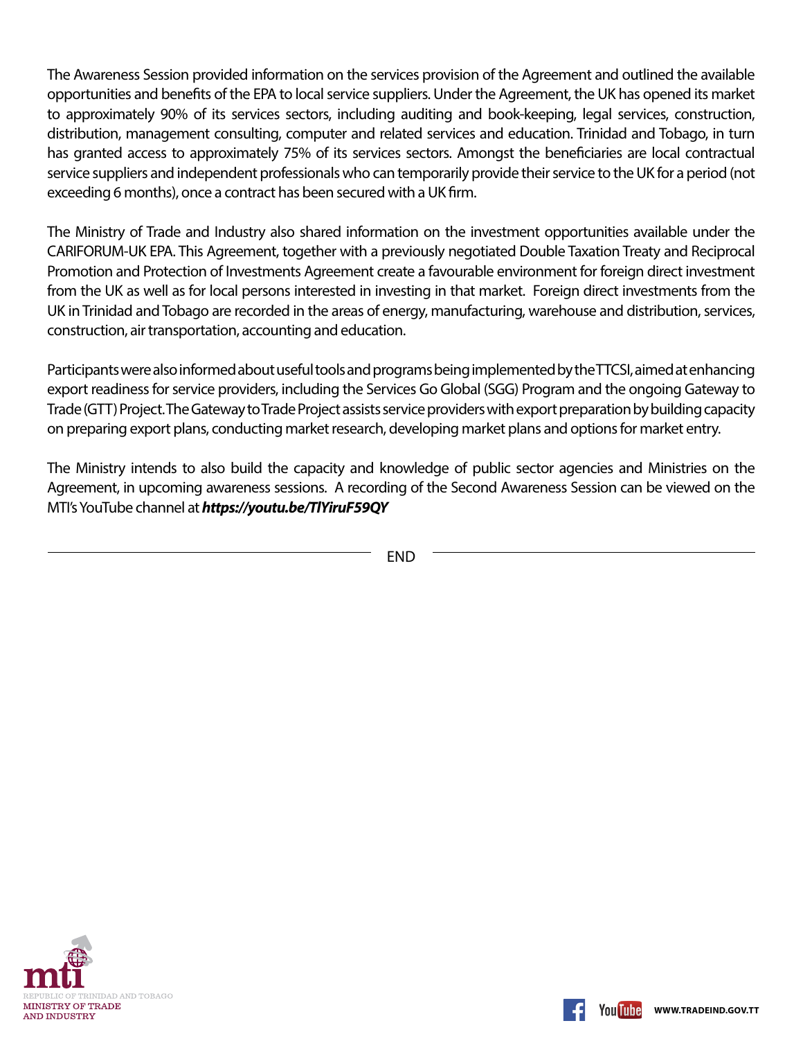The Awareness Session provided information on the services provision of the Agreement and outlined the available opportunities and benefits of the EPA to local service suppliers. Under the Agreement, the UK has opened its market to approximately 90% of its services sectors, including auditing and book-keeping, legal services, construction, distribution, management consulting, computer and related services and education. Trinidad and Tobago, in turn has granted access to approximately 75% of its services sectors. Amongst the beneficiaries are local contractual service suppliers and independent professionals who can temporarily provide their service to the UK for a period (not exceeding 6 months), once a contract has been secured with a UK firm.

The Ministry of Trade and Industry also shared information on the investment opportunities available under the CARIFORUM-UK EPA. This Agreement, together with a previously negotiated Double Taxation Treaty and Reciprocal Promotion and Protection of Investments Agreement create a favourable environment for foreign direct investment from the UK as well as for local persons interested in investing in that market. Foreign direct investments from the UK in Trinidad and Tobago are recorded in the areas of energy, manufacturing, warehouse and distribution, services, construction, air transportation, accounting and education.

Participants were also informed about useful tools and programs being implemented by the TTCSI, aimed at enhancing export readiness for service providers, including the Services Go Global (SGG) Program and the ongoing Gateway to Trade (GTT) Project. The Gateway to Trade Project assists service providers with export preparation by building capacity on preparing export plans, conducting market research, developing market plans and options for market entry.

The Ministry intends to also build the capacity and knowledge of public sector agencies and Ministries on the Agreement, in upcoming awareness sessions. A recording of the Second Awareness Session can be viewed on the MTI's YouTube channel at ***https://youtu.be/TlYiruF59QY***

END

REPUBLIC OF TRINIDAD AND TOBAGO
MINISTRY OF TRADE AND INDUSTRY

WWW.TRADEIND.GOV.TT